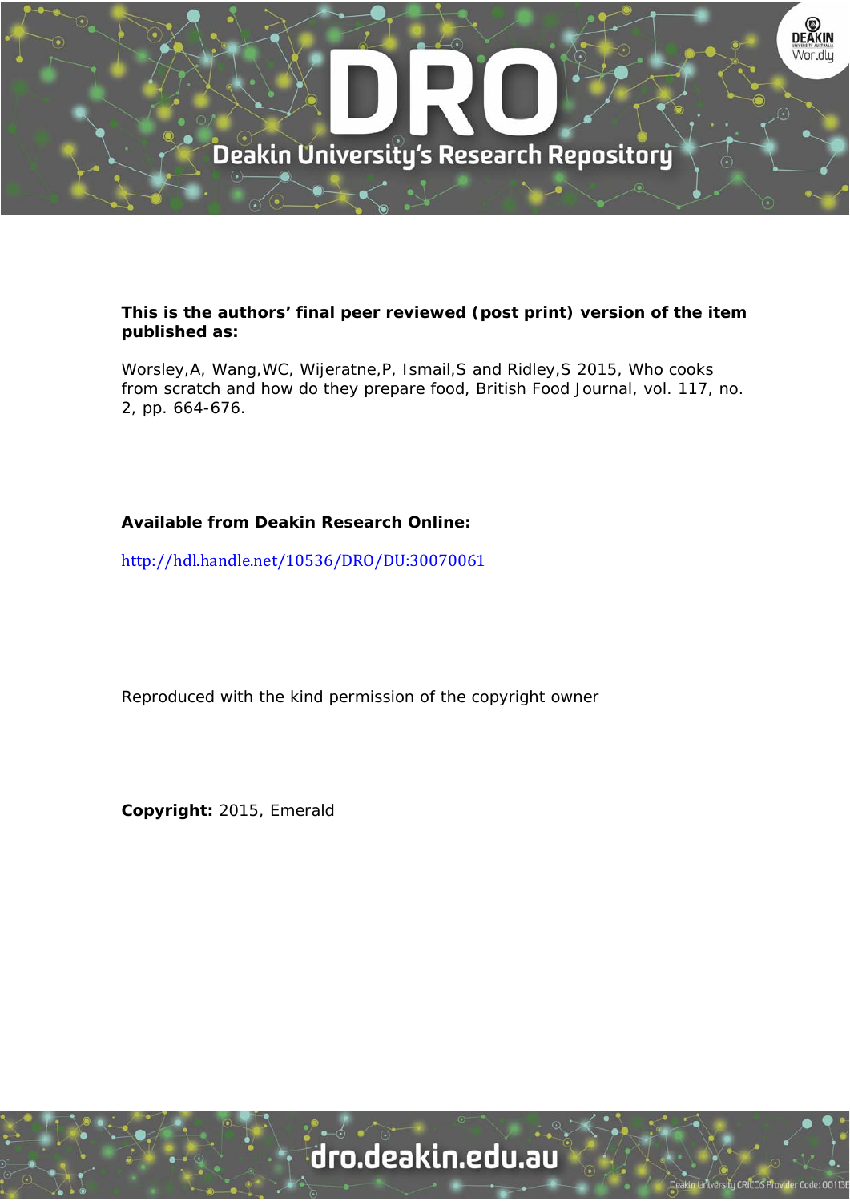**This is the authors' final peer reviewed (post print) version of the item published as:**

Worsley,A, Wang,WC, Wijeratne,P, Ismail,S and Ridley,S 2015, Who cooks from scratch and how do they prepare food, British Food Journal, vol. 117, no. 2, pp. 664-676.

**Available from Deakin Research Online:**

http://hdl.handle.net/10536/DRO/DU:30070061

Reproduced with the kind permission of the copyright owner

**Copyright:** 2015, Emerald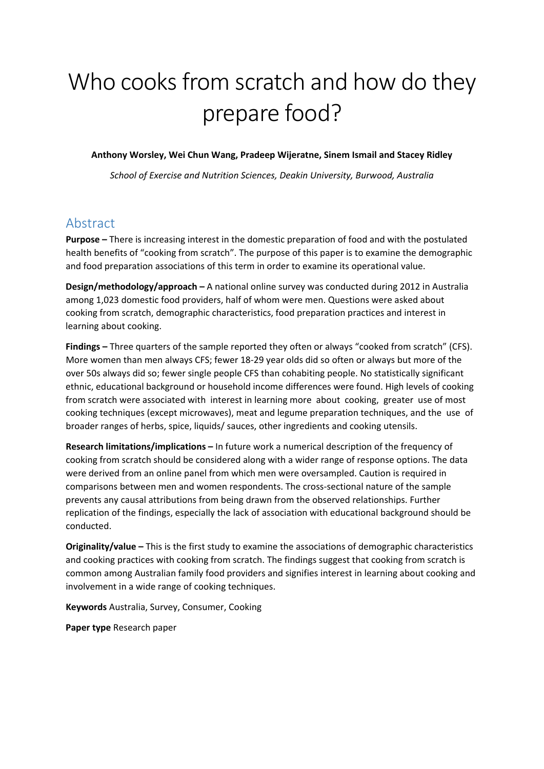# Who cooks from scratch and how do they prepare food?

**Anthony Worsley, Wei Chun Wang, Pradeep Wijeratne, Sinem Ismail and Stacey Ridley**

*School of Exercise and Nutrition Sciences, Deakin University, Burwood, Australia*

## Abstract

**Purpose –** There is increasing interest in the domestic preparation of food and with the postulated health benefits of "cooking from scratch". The purpose of this paper is to examine the demographic and food preparation associations of this term in order to examine its operational value.

**Design/methodology/approach –** A national online survey was conducted during 2012 in Australia among 1,023 domestic food providers, half of whom were men. Questions were asked about cooking from scratch, demographic characteristics, food preparation practices and interest in learning about cooking.

**Findings –** Three quarters of the sample reported they often or always "cooked from scratch" (CFS). More women than men always CFS; fewer 18-29 year olds did so often or always but more of the over 50s always did so; fewer single people CFS than cohabiting people. No statistically significant ethnic, educational background or household income differences were found. High levels of cooking from scratch were associated with interest in learning more about cooking, greater use of most cooking techniques (except microwaves), meat and legume preparation techniques, and the use of broader ranges of herbs, spice, liquids/ sauces, other ingredients and cooking utensils.

**Research limitations/implications –** In future work a numerical description of the frequency of cooking from scratch should be considered along with a wider range of response options. The data were derived from an online panel from which men were oversampled. Caution is required in comparisons between men and women respondents. The cross-sectional nature of the sample prevents any causal attributions from being drawn from the observed relationships. Further replication of the findings, especially the lack of association with educational background should be conducted.

**Originality/value –** This is the first study to examine the associations of demographic characteristics and cooking practices with cooking from scratch. The findings suggest that cooking from scratch is common among Australian family food providers and signifies interest in learning about cooking and involvement in a wide range of cooking techniques.

**Keywords** Australia, Survey, Consumer, Cooking

**Paper type** Research paper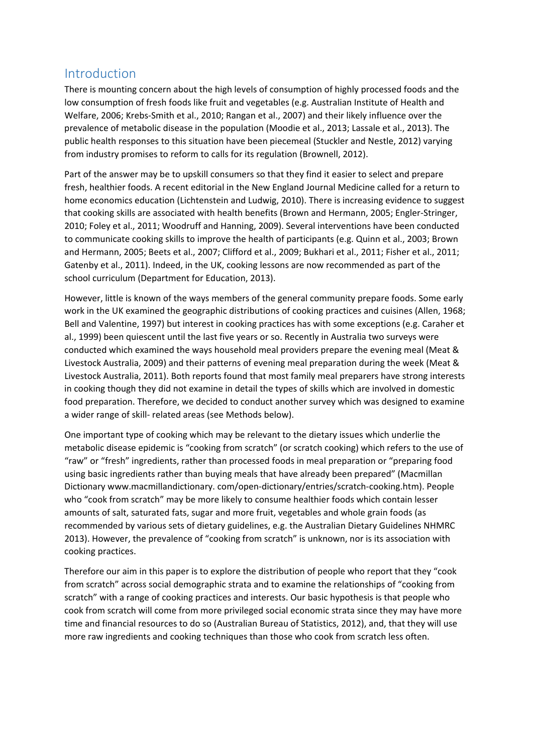## Introduction

There is mounting concern about the high levels of consumption of highly processed foods and the low consumption of fresh foods like fruit and vegetables (e.g. Australian Institute of Health and Welfare, 2006; Krebs-Smith et al., 2010; Rangan et al., 2007) and their likely influence over the prevalence of metabolic disease in the population (Moodie et al., 2013; Lassale et al., 2013). The public health responses to this situation have been piecemeal (Stuckler and Nestle, 2012) varying from industry promises to reform to calls for its regulation (Brownell, 2012).

Part of the answer may be to upskill consumers so that they find it easier to select and prepare fresh, healthier foods. A recent editorial in the New England Journal Medicine called for a return to home economics education (Lichtenstein and Ludwig, 2010). There is increasing evidence to suggest that cooking skills are associated with health benefits (Brown and Hermann, 2005; Engler-Stringer, 2010; Foley et al., 2011; Woodruff and Hanning, 2009). Several interventions have been conducted to communicate cooking skills to improve the health of participants (e.g. Quinn et al., 2003; Brown and Hermann, 2005; Beets et al., 2007; Clifford et al., 2009; Bukhari et al., 2011; Fisher et al., 2011; Gatenby et al., 2011). Indeed, in the UK, cooking lessons are now recommended as part of the school curriculum (Department for Education, 2013).

However, little is known of the ways members of the general community prepare foods. Some early work in the UK examined the geographic distributions of cooking practices and cuisines (Allen, 1968; Bell and Valentine, 1997) but interest in cooking practices has with some exceptions (e.g. Caraher et al., 1999) been quiescent until the last five years or so. Recently in Australia two surveys were conducted which examined the ways household meal providers prepare the evening meal (Meat & Livestock Australia, 2009) and their patterns of evening meal preparation during the week (Meat & Livestock Australia, 2011). Both reports found that most family meal preparers have strong interests in cooking though they did not examine in detail the types of skills which are involved in domestic food preparation. Therefore, we decided to conduct another survey which was designed to examine a wider range of skill- related areas (see Methods below).

One important type of cooking which may be relevant to the dietary issues which underlie the metabolic disease epidemic is "cooking from scratch" (or scratch cooking) which refers to the use of "raw" or "fresh" ingredients, rather than processed foods in meal preparation or "preparing food using basic ingredients rather than buying meals that have already been prepared" (Macmillan Dictionary www.macmillandictionary. com/open-dictionary/entries/scratch-cooking.htm). People who "cook from scratch" may be more likely to consume healthier foods which contain lesser amounts of salt, saturated fats, sugar and more fruit, vegetables and whole grain foods (as recommended by various sets of dietary guidelines, e.g. the Australian Dietary Guidelines NHMRC 2013). However, the prevalence of "cooking from scratch" is unknown, nor is its association with cooking practices.

Therefore our aim in this paper is to explore the distribution of people who report that they "cook from scratch" across social demographic strata and to examine the relationships of "cooking from scratch" with a range of cooking practices and interests. Our basic hypothesis is that people who cook from scratch will come from more privileged social economic strata since they may have more time and financial resources to do so (Australian Bureau of Statistics, 2012), and, that they will use more raw ingredients and cooking techniques than those who cook from scratch less often.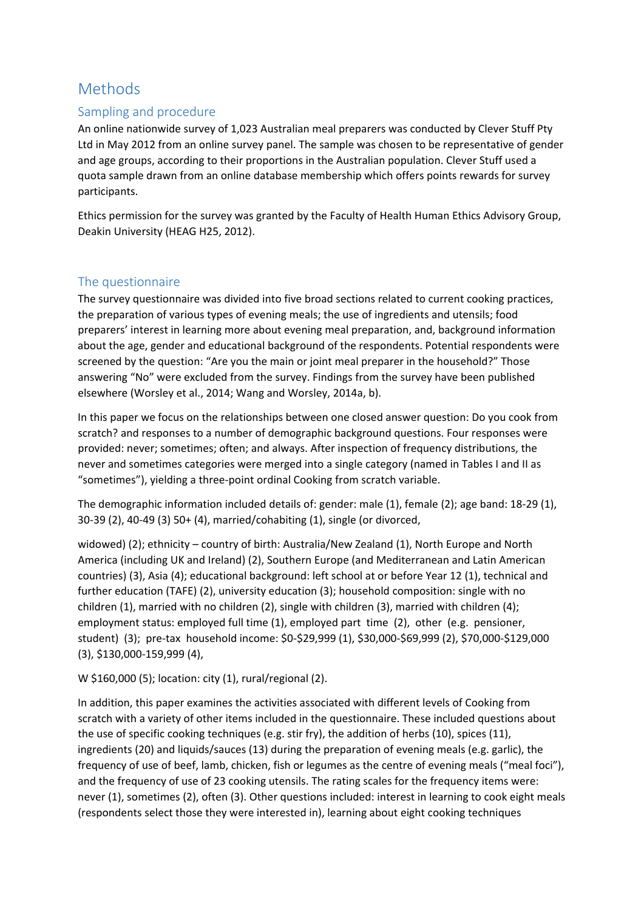# Methods

## Sampling and procedure

An online nationwide survey of 1,023 Australian meal preparers was conducted by Clever Stuff Pty Ltd in May 2012 from an online survey panel. The sample was chosen to be representative of gender and age groups, according to their proportions in the Australian population. Clever Stuff used a quota sample drawn from an online database membership which offers points rewards for survey participants.

Ethics permission for the survey was granted by the Faculty of Health Human Ethics Advisory Group, Deakin University (HEAG H25, 2012).

## The questionnaire

The survey questionnaire was divided into five broad sections related to current cooking practices, the preparation of various types of evening meals; the use of ingredients and utensils; food preparers' interest in learning more about evening meal preparation, and, background information about the age, gender and educational background of the respondents. Potential respondents were screened by the question: "Are you the main or joint meal preparer in the household?" Those answering "No" were excluded from the survey. Findings from the survey have been published elsewhere (Worsley et al., 2014; Wang and Worsley, 2014a, b).

In this paper we focus on the relationships between one closed answer question: Do you cook from scratch? and responses to a number of demographic background questions. Four responses were provided: never; sometimes; often; and always. After inspection of frequency distributions, the never and sometimes categories were merged into a single category (named in Tables I and II as "sometimes"), yielding a three-point ordinal Cooking from scratch variable.

The demographic information included details of: gender: male (1), female (2); age band: 18-29 (1), 30-39 (2), 40-49 (3) 50+ (4), married/cohabiting (1), single (or divorced,

widowed) (2); ethnicity – country of birth: Australia/New Zealand (1), North Europe and North America (including UK and Ireland) (2), Southern Europe (and Mediterranean and Latin American countries) (3), Asia (4); educational background: left school at or before Year 12 (1), technical and further education (TAFE) (2), university education (3); household composition: single with no children (1), married with no children (2), single with children (3), married with children (4); employment status: employed full time (1), employed part time (2), other (e.g. pensioner, student) (3); pre-tax household income: \$0-\$29,999 (1), \$30,000-\$69,999 (2), \$70,000-\$129,000 (3), \$130,000-159,999 (4),

W \$160,000 (5); location: city (1), rural/regional (2).

In addition, this paper examines the activities associated with different levels of Cooking from scratch with a variety of other items included in the questionnaire. These included questions about the use of specific cooking techniques (e.g. stir fry), the addition of herbs (10), spices (11), ingredients (20) and liquids/sauces (13) during the preparation of evening meals (e.g. garlic), the frequency of use of beef, lamb, chicken, fish or legumes as the centre of evening meals ("meal foci"), and the frequency of use of 23 cooking utensils. The rating scales for the frequency items were: never (1), sometimes (2), often (3). Other questions included: interest in learning to cook eight meals (respondents select those they were interested in), learning about eight cooking techniques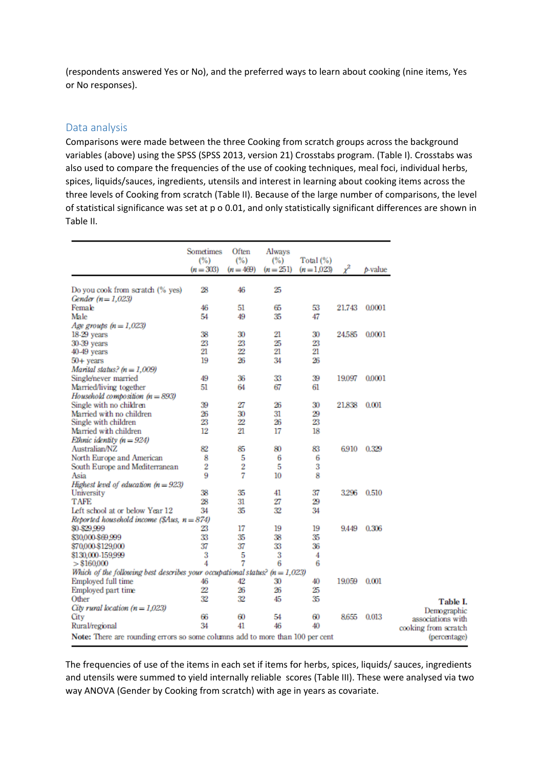(respondents answered Yes or No), and the preferred ways to learn about cooking (nine items, Yes or No responses).

## Data analysis

Comparisons were made between the three Cooking from scratch groups across the background variables (above) using the SPSS (SPSS 2013, version 21) Crosstabs program. (Table I). Crosstabs was also used to compare the frequencies of the use of cooking techniques, meal foci, individual herbs, spices, liquids/sauces, ingredients, utensils and interest in learning about cooking items across the three levels of Cooking from scratch (Table II). Because of the large number of comparisons, the level of statistical significance was set at p o 0.01, and only statistically significant differences are shown in Table II.

**Table I.** Demographic associations with cooking from scratch (percentage)

| | Sometimes (%) ($n = 303$) | Often (%) ($n = 469$) | Always (%) ($n = 251$) | Total (%) ($n = 1,023$) | $\chi^2$ | *p*-value |
|---|---|---|---|---|---|---|
| Do you cook from scratch (% yes) | 28 | 46 | 25 | | | |
| *Gender ($n = 1,023$)* | | | | | | |
| Female | 46 | 51 | 65 | 53 | 21.743 | 0.0001 |
| Male | 54 | 49 | 35 | 47 | | |
| *Age groups ($n = 1,023$)* | | | | | | |
| 18-29 years | 38 | 30 | 21 | 30 | 24.585 | 0.0001 |
| 30-39 years | 23 | 23 | 25 | 23 | | |
| 40-49 years | 21 | 22 | 21 | 21 | | |
| 50+ years | 19 | 26 | 34 | 26 | | |
| *Marital status? ($n = 1,009$)* | | | | | | |
| Single/never married | 49 | 36 | 33 | 39 | 19.097 | 0.0001 |
| Married/living together | 51 | 64 | 67 | 61 | | |
| *Household composition ($n = 893$)* | | | | | | |
| Single with no children | 39 | 27 | 26 | 30 | 21.838 | 0.001 |
| Married with no children | 26 | 30 | 31 | 29 | | |
| Single with children | 23 | 22 | 26 | 23 | | |
| Married with children | 12 | 21 | 17 | 18 | | |
| *Ethnic identity ($n = 924$)* | | | | | | |
| Australian/NZ | 82 | 85 | 80 | 83 | 6.910 | 0.329 |
| North Europe and American | 8 | 5 | 6 | 6 | | |
| South Europe and Mediterranean | 2 | 2 | 5 | 3 | | |
| Asia | 9 | 7 | 10 | 8 | | |
| *Highest level of education ($n = 923$)* | | | | | | |
| University | 38 | 35 | 41 | 37 | 3.296 | 0.510 |
| TAFE | 28 | 31 | 27 | 29 | | |
| Left school at or below Year 12 | 34 | 35 | 32 | 34 | | |
| *Reported household income ($Aus, $n = 874$)* | | | | | | |
| $0-$29,999 | 23 | 17 | 19 | 19 | 9.449 | 0.306 |
| $30,000-$69,999 | 33 | 35 | 38 | 35 | | |
| $70,000-$129,000 | 37 | 37 | 33 | 36 | | |
| $130,000-159,999 | 3 | 5 | 3 | 4 | | |
| > $160,000 | 4 | 7 | 6 | 6 | | |
| *Which of the following best describes your occupational status? ($n = 1,023$)* | | | | | | |
| Employed full time | 46 | 42 | 30 | 40 | 19.059 | 0.001 |
| Employed part time | 22 | 26 | 26 | 25 | | |
| Other | 32 | 32 | 45 | 35 | | |
| *City rural location ($n = 1,023$)* | | | | | | |
| City | 66 | 60 | 54 | 60 | 8.655 | 0.013 |
| Rural/regional | 34 | 41 | 46 | 40 | | |

**Note:** There are rounding errors so some columns add to more than 100 per cent

The frequencies of use of the items in each set if items for herbs, spices, liquids/ sauces, ingredients and utensils were summed to yield internally reliable scores (Table III). These were analysed via two way ANOVA (Gender by Cooking from scratch) with age in years as covariate.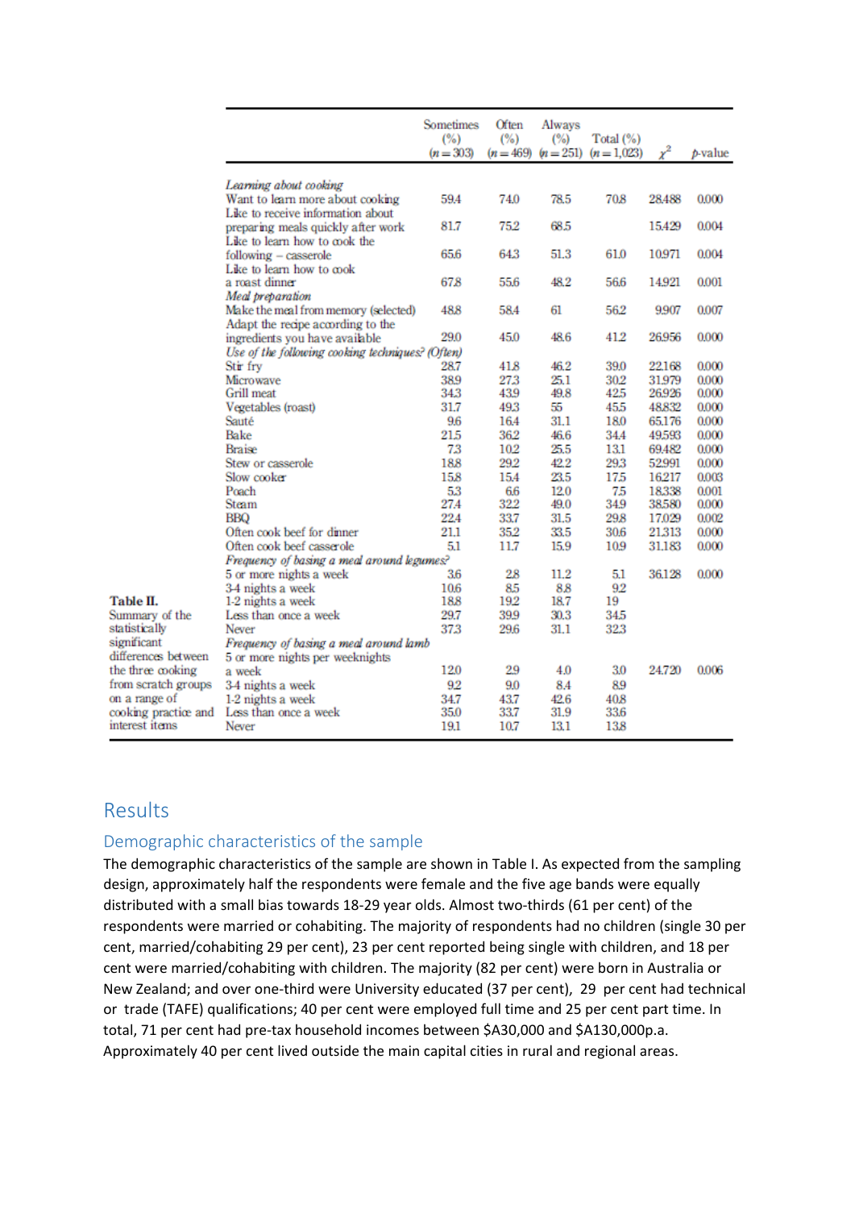**Table II.** Summary of the statistically significant differences between the three cooking from scratch groups on a range of cooking practice and interest items

| | Sometimes (%) ($n = 303$) | Often (%) ($n = 469$) | Always (%) ($n = 251$) | Total (%) ($n = 1{,}023$) | $\chi^2$ | *p*-value |
|---|---|---|---|---|---|---|
| *Learning about cooking* | | | | | | |
| Want to learn more about cooking | 59.4 | 74.0 | 78.5 | 70.8 | 28.488 | 0.000 |
| Like to receive information about preparing meals quickly after work | 81.7 | 75.2 | 68.5 | | 15.429 | 0.004 |
| Like to learn how to cook the following – casserole | 65.6 | 64.3 | 51.3 | 61.0 | 10.971 | 0.004 |
| Like to learn how to cook a roast dinner | 67.8 | 55.6 | 48.2 | 56.6 | 14.921 | 0.001 |
| *Meal preparation* | | | | | | |
| Make the meal from memory (selected) | 48.8 | 58.4 | 61 | 56.2 | 9.907 | 0.007 |
| Adapt the recipe according to the ingredients you have available | 29.0 | 45.0 | 48.6 | 41.2 | 26.956 | 0.000 |
| *Use of the following cooking techniques? (Often)* | | | | | | |
| Stir fry | 28.7 | 41.8 | 46.2 | 39.0 | 22.168 | 0.000 |
| Microwave | 38.9 | 27.3 | 25.1 | 30.2 | 31.979 | 0.000 |
| Grill meat | 34.3 | 43.9 | 49.8 | 42.5 | 26.926 | 0.000 |
| Vegetables (roast) | 31.7 | 49.3 | 55 | 45.5 | 48.832 | 0.000 |
| Sauté | 9.6 | 16.4 | 31.1 | 18.0 | 65.176 | 0.000 |
| Bake | 21.5 | 36.2 | 46.6 | 34.4 | 49.593 | 0.000 |
| Braise | 7.3 | 10.2 | 25.5 | 13.1 | 69.482 | 0.000 |
| Stew or casserole | 18.8 | 29.2 | 42.2 | 29.3 | 52.991 | 0.000 |
| Slow cooker | 15.8 | 15.4 | 23.5 | 17.5 | 16.217 | 0.003 |
| Poach | 5.3 | 6.6 | 12.0 | 7.5 | 18.338 | 0.001 |
| Steam | 27.4 | 32.2 | 49.0 | 34.9 | 38.580 | 0.000 |
| BBQ | 22.4 | 33.7 | 31.5 | 29.8 | 17.029 | 0.002 |
| Often cook beef for dinner | 21.1 | 35.2 | 33.5 | 30.6 | 21.313 | 0.000 |
| Often cook beef casserole | 5.1 | 11.7 | 15.9 | 10.9 | 31.183 | 0.000 |
| *Frequency of basing a meal around legumes?* | | | | | | |
| 5 or more nights a week | 3.6 | 2.8 | 11.2 | 5.1 | 36.128 | 0.000 |
| 3-4 nights a week | 10.6 | 8.5 | 8.8 | 9.2 | | |
| 1-2 nights a week | 18.8 | 19.2 | 18.7 | 19 | | |
| Less than once a week | 29.7 | 39.9 | 30.3 | 34.5 | | |
| Never | 37.3 | 29.6 | 31.1 | 32.3 | | |
| *Frequency of basing a meal around lamb* | | | | | | |
| 5 or more nights per weeknights a week | 12.0 | 2.9 | 4.0 | 3.0 | 24.720 | 0.006 |
| 3-4 nights a week | 9.2 | 9.0 | 8.4 | 8.9 | | |
| 1-2 nights a week | 34.7 | 43.7 | 42.6 | 40.8 | | |
| Less than once a week | 35.0 | 33.7 | 31.9 | 33.6 | | |
| Never | 19.1 | 10.7 | 13.1 | 13.8 | | |

# Results

## Demographic characteristics of the sample

The demographic characteristics of the sample are shown in Table I. As expected from the sampling design, approximately half the respondents were female and the five age bands were equally distributed with a small bias towards 18-29 year olds. Almost two-thirds (61 per cent) of the respondents were married or cohabiting. The majority of respondents had no children (single 30 per cent, married/cohabiting 29 per cent), 23 per cent reported being single with children, and 18 per cent were married/cohabiting with children. The majority (82 per cent) were born in Australia or New Zealand; and over one-third were University educated (37 per cent), 29 per cent had technical or trade (TAFE) qualifications; 40 per cent were employed full time and 25 per cent part time. In total, 71 per cent had pre-tax household incomes between \$A30,000 and \$A130,000p.a. Approximately 40 per cent lived outside the main capital cities in rural and regional areas.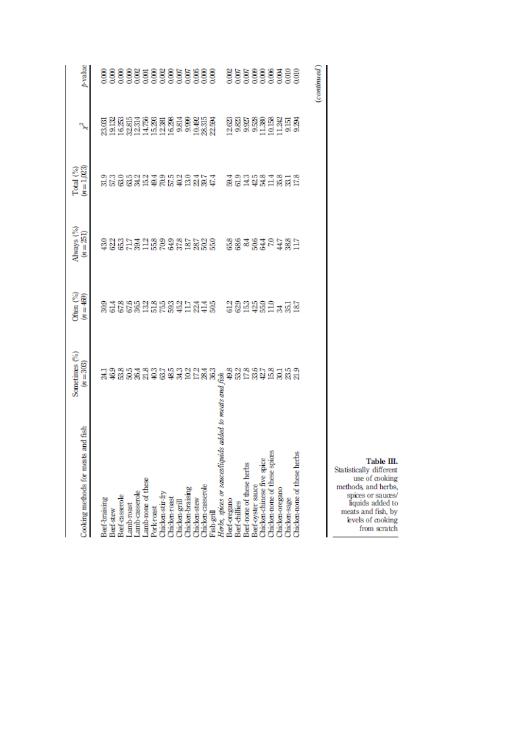| Cooking methods for meats and fish | Sometimes (%) ($n = 303$) | Often (%) ($n = 469$) | Always (%) ($n = 251$) | Total (%) ($n = 1{,}023$) | $\chi^2$ | $p$-value |
|---|---|---|---|---|---|---|
| Beef-braising | 24.1 | 30.9 | 43.0 | 31.9 | 23.031 | 0.000 |
| Beef-stew | 46.9 | 61.4 | 62.2 | 57.3 | 19.132 | 0.000 |
| Beef-casserole | 53.8 | 67.8 | 65.3 | 63.0 | 16.253 | 0.000 |
| Lamb-roast | 50.5 | 67.6 | 71.7 | 63.5 | 32.815 | 0.000 |
| Lamb-casserole | 26.4 | 36.5 | 39.4 | 34.2 | 12.314 | 0.002 |
| Lamb-none of these | 21.8 | 13.2 | 11.2 | 15.2 | 14.756 | 0.001 |
| Pork-roast | 40.3 | 51.8 | 55.8 | 49.4 | 15.293 | 0.000 |
| Chicken-stir-fry | 63.7 | 75.5 | 70.9 | 70.9 | 12.381 | 0.002 |
| Chicken-roast | 48.5 | 59.3 | 64.9 | 57.5 | 16.298 | 0.000 |
| Chicken-grill | 34.3 | 45.2 | 37.8 | 40.2 | 9.814 | 0.007 |
| Chicken-braising | 10.2 | 11.7 | 18.7 | 13.0 | 9.999 | 0.007 |
| Chicken-stew | 17.2 | 22.4 | 28.7 | 22.4 | 10.492 | 0.005 |
| Chicken-casserole | 28.4 | 41.4 | 50.2 | 39.7 | 28.315 | 0.000 |
| Fish-grill | 36.3 | 50.5 | 55.0 | 47.4 | 22.594 | 0.000 |
| *Herbs, spices or sauces/liquids added to meats and fish* | | | | | | |
| Beef-oregano | 49.8 | 61.2 | 65.8 | 59.4 | 12.623 | 0.002 |
| Beef-chillies | 53.2 | 62.9 | 68.6 | 61.9 | 9.823 | 0.007 |
| Beef-none of these herbs | 17.8 | 15.3 | 8.4 | 14.3 | 9.927 | 0.007 |
| Beef-oyster sauce | 33.6 | 42.5 | 50.6 | 42.5 | 9.528 | 0.009 |
| Chicken-chinese five spice | 42.7 | 55.0 | 64.4 | 54.8 | 11.380 | 0.000 |
| Chicken-none of these spices | 15.8 | 11.0 | 7.0 | 11.4 | 10.158 | 0.006 |
| Chicken-oregano | 30.1 | 3.4 | 44.7 | 35.8 | 11.242 | 0.004 |
| Chicken-sage | 23.5 | 35.1 | 38.8 | 33.1 | 9.151 | 0.010 |
| Chicken-none of these herbs | 21.9 | 18.7 | 11.7 | 17.8 | 9.294 | 0.010 |

(continued)

**Table III.** Statistically different use of cooking methods, and herbs, spices or sauces/liquids added to meats and fish, by levels of cooking from scratch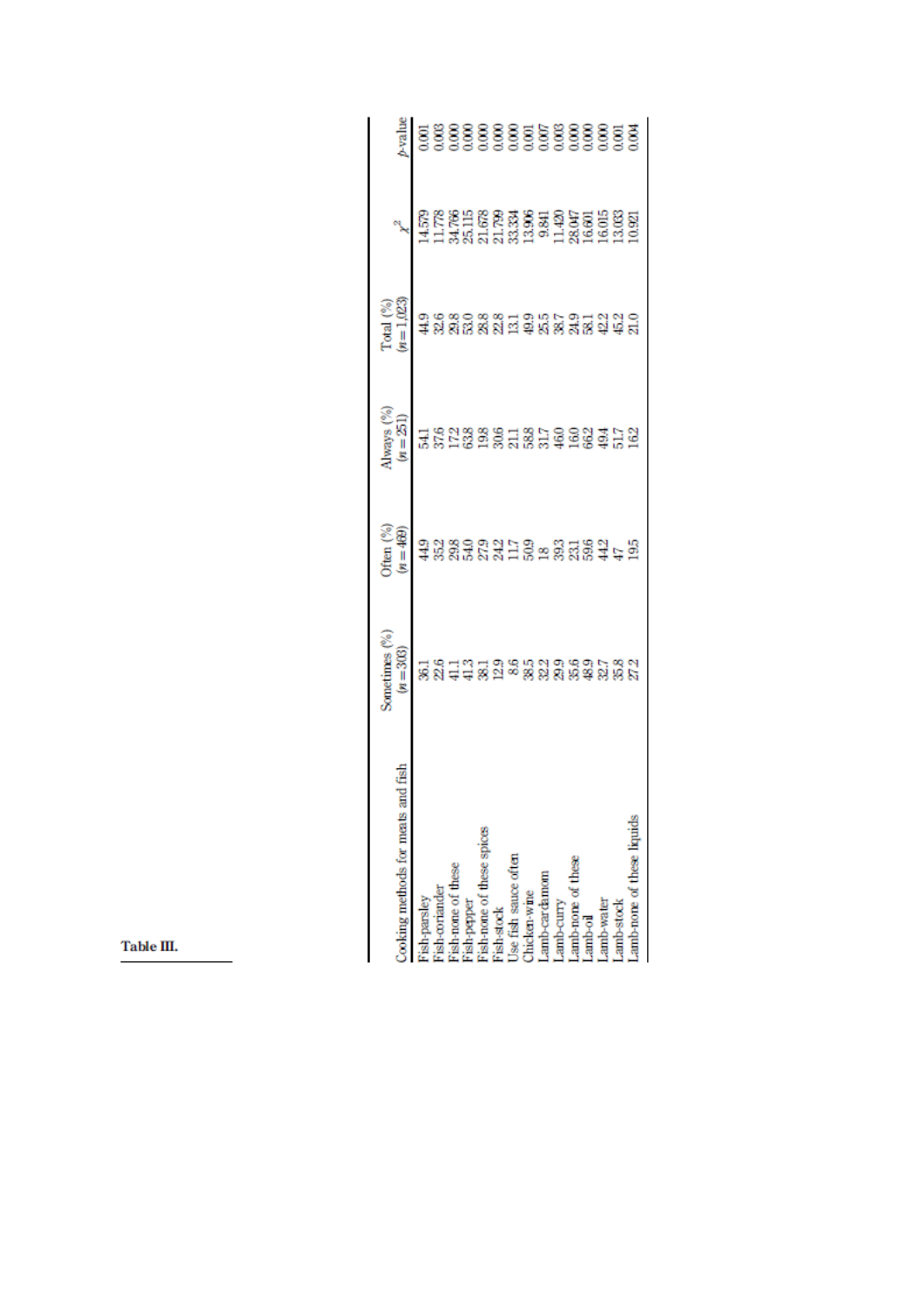Table III.

| Cooking methods for meats and fish | Sometimes (%) ($n$ = 303) | Often (%) ($n$ = 469) | Always (%) ($n$ = 251) | Total (%) ($n$ = 1,023) | $\chi^2$ | $p$-value |
|---|---|---|---|---|---|---|
| Fish-parsley | 36.1 | 44.9 | 54.1 | 44.9 | 14.579 | 0.001 |
| Fish-coriander | 22.6 | 35.2 | 37.6 | 32.6 | 11.778 | 0.003 |
| Fish-none of these | 41.1 | 29.8 | 17.2 | 29.8 | 34.766 | 0.000 |
| Fish-pepper | 41.3 | 54.0 | 63.8 | 53.0 | 25.115 | 0.000 |
| Fish-none of these spices | 38.1 | 27.9 | 19.8 | 28.8 | 21.678 | 0.000 |
| Fish-stock | 12.9 | 24.2 | 30.6 | 22.8 | 21.799 | 0.000 |
| Use fish sauce often | 8.6 | 11.7 | 21.1 | 13.1 | 33.334 | 0.000 |
| Chicken-wine | 38.5 | 50.9 | 58.8 | 49.9 | 13.906 | 0.001 |
| Lamb-cardamom | 32.2 | 18 | 31.7 | 25.5 | 9.841 | 0.007 |
| Lamb-curry | 29.9 | 39.3 | 46.0 | 38.7 | 11.420 | 0.003 |
| Lamb-none of these | 35.6 | 23.1 | 16.0 | 24.9 | 28.047 | 0.000 |
| Lamb-oil | 48.9 | 59.6 | 66.2 | 58.1 | 16.601 | 0.000 |
| Lamb-water | 32.7 | 44.2 | 49.4 | 42.2 | 16.015 | 0.000 |
| Lamb-stock | 35.8 | 47 | 51.7 | 45.2 | 13.033 | 0.001 |
| Lamb-none of these liquids | 27.2 | 19.5 | 16.2 | 21.0 | 10.921 | 0.004 |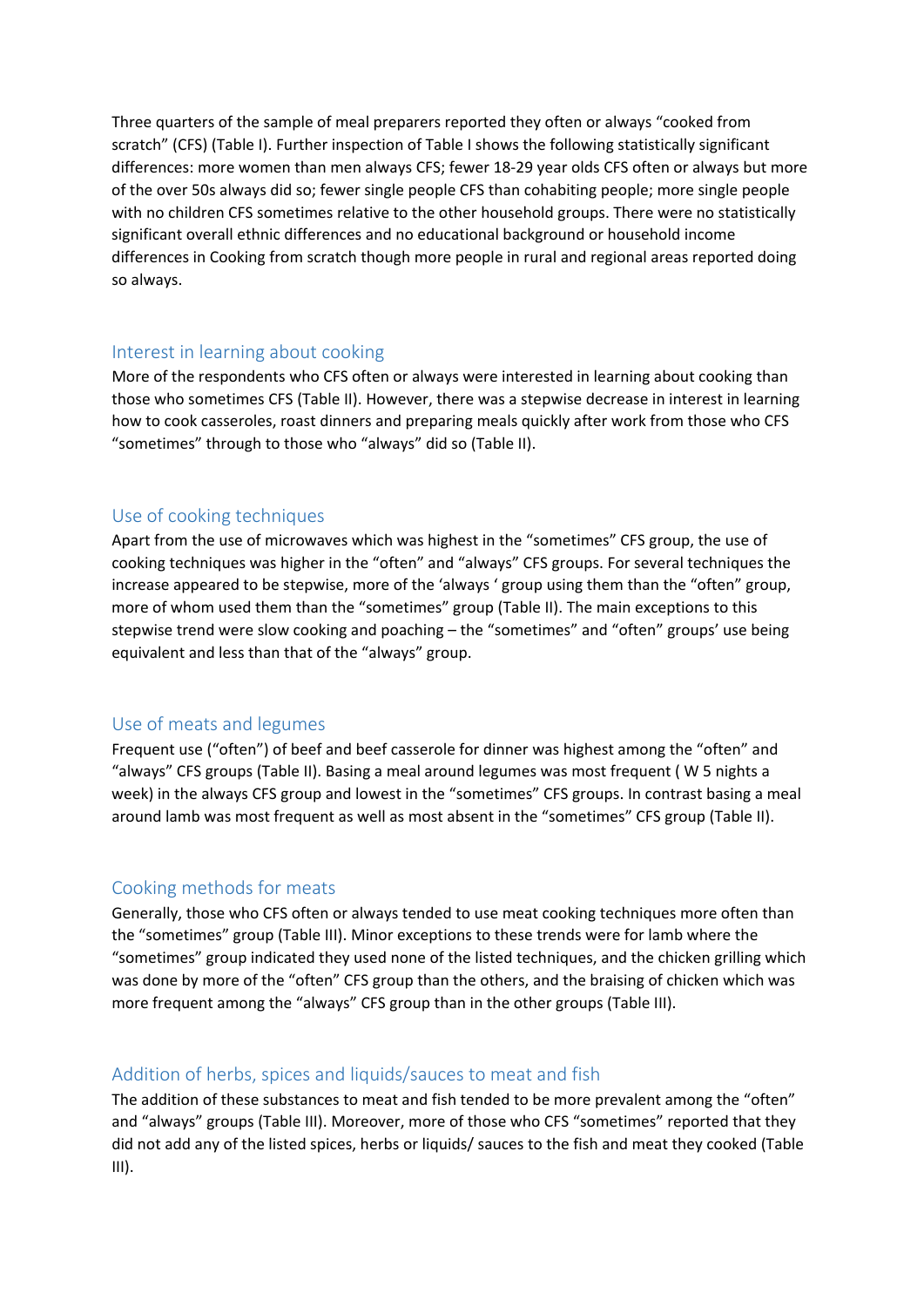Three quarters of the sample of meal preparers reported they often or always "cooked from scratch" (CFS) (Table I). Further inspection of Table I shows the following statistically significant differences: more women than men always CFS; fewer 18-29 year olds CFS often or always but more of the over 50s always did so; fewer single people CFS than cohabiting people; more single people with no children CFS sometimes relative to the other household groups. There were no statistically significant overall ethnic differences and no educational background or household income differences in Cooking from scratch though more people in rural and regional areas reported doing so always.

## Interest in learning about cooking

More of the respondents who CFS often or always were interested in learning about cooking than those who sometimes CFS (Table II). However, there was a stepwise decrease in interest in learning how to cook casseroles, roast dinners and preparing meals quickly after work from those who CFS "sometimes" through to those who "always" did so (Table II).

## Use of cooking techniques

Apart from the use of microwaves which was highest in the "sometimes" CFS group, the use of cooking techniques was higher in the "often" and "always" CFS groups. For several techniques the increase appeared to be stepwise, more of the 'always ' group using them than the "often" group, more of whom used them than the "sometimes" group (Table II). The main exceptions to this stepwise trend were slow cooking and poaching – the "sometimes" and "often" groups' use being equivalent and less than that of the "always" group.

## Use of meats and legumes

Frequent use ("often") of beef and beef casserole for dinner was highest among the "often" and "always" CFS groups (Table II). Basing a meal around legumes was most frequent ( W 5 nights a week) in the always CFS group and lowest in the "sometimes" CFS groups. In contrast basing a meal around lamb was most frequent as well as most absent in the "sometimes" CFS group (Table II).

## Cooking methods for meats

Generally, those who CFS often or always tended to use meat cooking techniques more often than the "sometimes" group (Table III). Minor exceptions to these trends were for lamb where the "sometimes" group indicated they used none of the listed techniques, and the chicken grilling which was done by more of the "often" CFS group than the others, and the braising of chicken which was more frequent among the "always" CFS group than in the other groups (Table III).

## Addition of herbs, spices and liquids/sauces to meat and fish

The addition of these substances to meat and fish tended to be more prevalent among the "often" and "always" groups (Table III). Moreover, more of those who CFS "sometimes" reported that they did not add any of the listed spices, herbs or liquids/ sauces to the fish and meat they cooked (Table III).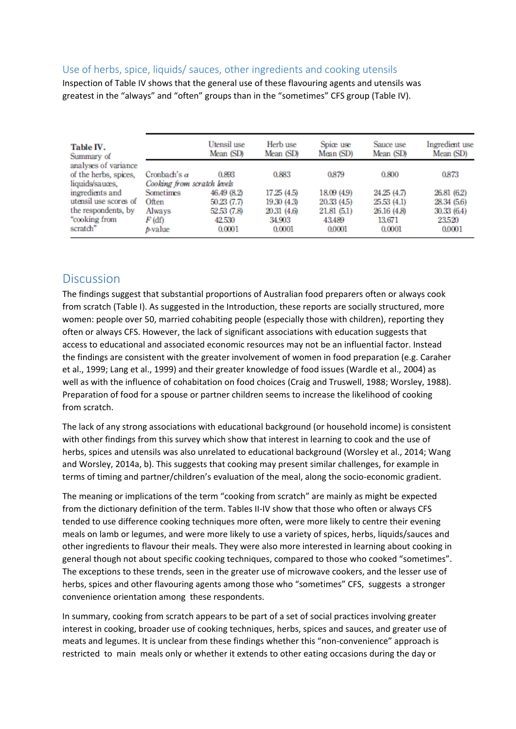### Use of herbs, spice, liquids/ sauces, other ingredients and cooking utensils

Inspection of Table IV shows that the general use of these flavouring agents and utensils was greatest in the "always" and "often" groups than in the "sometimes" CFS group (Table IV).

**Table IV.** Summary of analyses of variance of the herbs, spices, liquids/sauces, ingredients and utensil use scores of the respondents, by "cooking from scratch"

| | Utensil use Mean (SD) | Herb use Mean (SD) | Spice use Mean (SD) | Sauce use Mean (SD) | Ingredient use Mean (SD) |
|---|---|---|---|---|---|
| Cronbach's $\alpha$ | 0.893 | 0.883 | 0.879 | 0.800 | 0.873 |
| *Cooking from scratch levels* | | | | | |
| Sometimes | 46.49 (8.2) | 17.25 (4.5) | 18.09 (4.9) | 24.25 (4.7) | 26.81 (6.2) |
| Often | 50.23 (7.7) | 19.30 (4.3) | 20.33 (4.5) | 25.53 (4.1) | 28.34 (5.6) |
| Always | 52.53 (7.8) | 20.31 (4.6) | 21.81 (5.1) | 26.16 (4.8) | 30.33 (6.4) |
| $F$ (df) | 42.530 | 34.903 | 43.489 | 13.671 | 23.520 |
| $p$-value | 0.0001 | 0.0001 | 0.0001 | 0.0001 | 0.0001 |

## Discussion

The findings suggest that substantial proportions of Australian food preparers often or always cook from scratch (Table I). As suggested in the Introduction, these reports are socially structured, more women: people over 50, married cohabiting people (especially those with children), reporting they often or always CFS. However, the lack of significant associations with education suggests that access to educational and associated economic resources may not be an influential factor. Instead the findings are consistent with the greater involvement of women in food preparation (e.g. Caraher et al., 1999; Lang et al., 1999) and their greater knowledge of food issues (Wardle et al., 2004) as well as with the influence of cohabitation on food choices (Craig and Truswell, 1988; Worsley, 1988). Preparation of food for a spouse or partner children seems to increase the likelihood of cooking from scratch.

The lack of any strong associations with educational background (or household income) is consistent with other findings from this survey which show that interest in learning to cook and the use of herbs, spices and utensils was also unrelated to educational background (Worsley et al., 2014; Wang and Worsley, 2014a, b). This suggests that cooking may present similar challenges, for example in terms of timing and partner/children's evaluation of the meal, along the socio-economic gradient.

The meaning or implications of the term "cooking from scratch" are mainly as might be expected from the dictionary definition of the term. Tables II-IV show that those who often or always CFS tended to use difference cooking techniques more often, were more likely to centre their evening meals on lamb or legumes, and were more likely to use a variety of spices, herbs, liquids/sauces and other ingredients to flavour their meals. They were also more interested in learning about cooking in general though not about specific cooking techniques, compared to those who cooked "sometimes". The exceptions to these trends, seen in the greater use of microwave cookers, and the lesser use of herbs, spices and other flavouring agents among those who "sometimes" CFS, suggests a stronger convenience orientation among these respondents.

In summary, cooking from scratch appears to be part of a set of social practices involving greater interest in cooking, broader use of cooking techniques, herbs, spices and sauces, and greater use of meats and legumes. It is unclear from these findings whether this "non-convenience" approach is restricted to main meals only or whether it extends to other eating occasions during the day or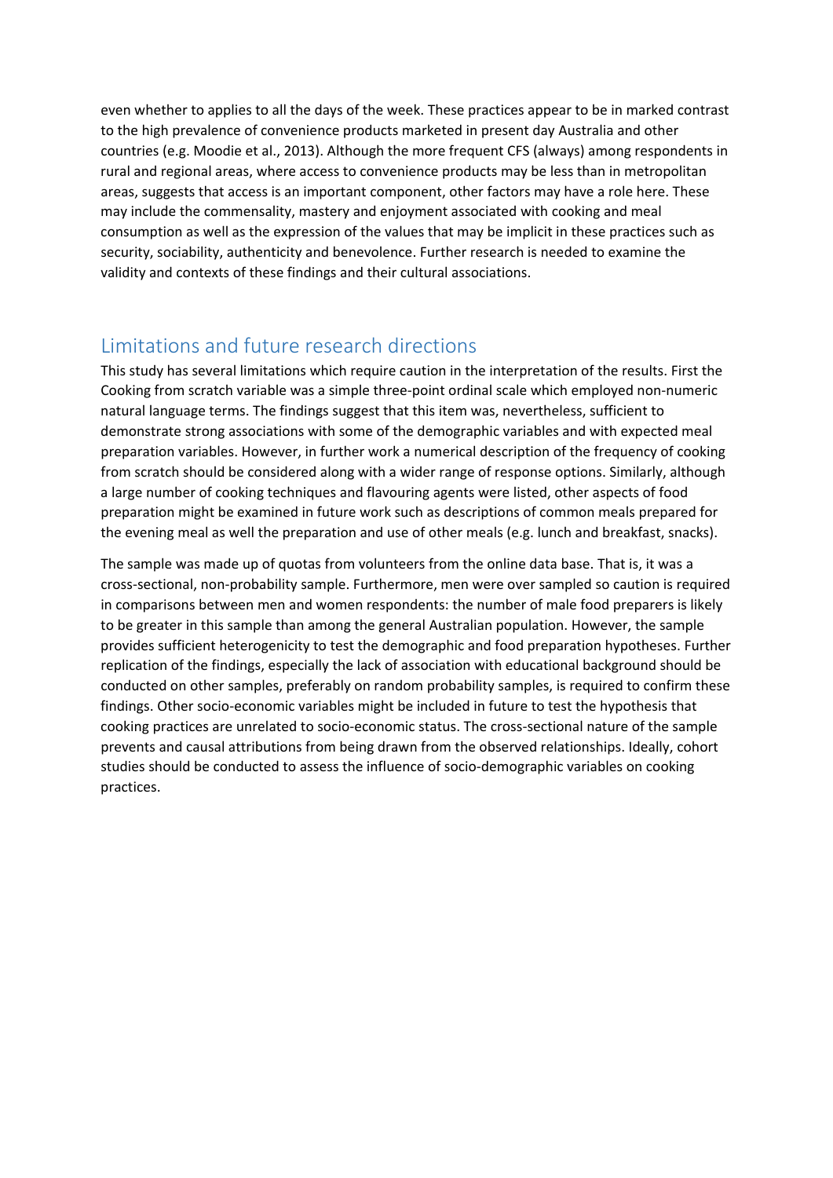even whether to applies to all the days of the week. These practices appear to be in marked contrast to the high prevalence of convenience products marketed in present day Australia and other countries (e.g. Moodie et al., 2013). Although the more frequent CFS (always) among respondents in rural and regional areas, where access to convenience products may be less than in metropolitan areas, suggests that access is an important component, other factors may have a role here. These may include the commensality, mastery and enjoyment associated with cooking and meal consumption as well as the expression of the values that may be implicit in these practices such as security, sociability, authenticity and benevolence. Further research is needed to examine the validity and contexts of these findings and their cultural associations.

## Limitations and future research directions

This study has several limitations which require caution in the interpretation of the results. First the Cooking from scratch variable was a simple three-point ordinal scale which employed non-numeric natural language terms. The findings suggest that this item was, nevertheless, sufficient to demonstrate strong associations with some of the demographic variables and with expected meal preparation variables. However, in further work a numerical description of the frequency of cooking from scratch should be considered along with a wider range of response options. Similarly, although a large number of cooking techniques and flavouring agents were listed, other aspects of food preparation might be examined in future work such as descriptions of common meals prepared for the evening meal as well the preparation and use of other meals (e.g. lunch and breakfast, snacks).

The sample was made up of quotas from volunteers from the online data base. That is, it was a cross-sectional, non-probability sample. Furthermore, men were over sampled so caution is required in comparisons between men and women respondents: the number of male food preparers is likely to be greater in this sample than among the general Australian population. However, the sample provides sufficient heterogenicity to test the demographic and food preparation hypotheses. Further replication of the findings, especially the lack of association with educational background should be conducted on other samples, preferably on random probability samples, is required to confirm these findings. Other socio-economic variables might be included in future to test the hypothesis that cooking practices are unrelated to socio-economic status. The cross-sectional nature of the sample prevents and causal attributions from being drawn from the observed relationships. Ideally, cohort studies should be conducted to assess the influence of socio-demographic variables on cooking practices.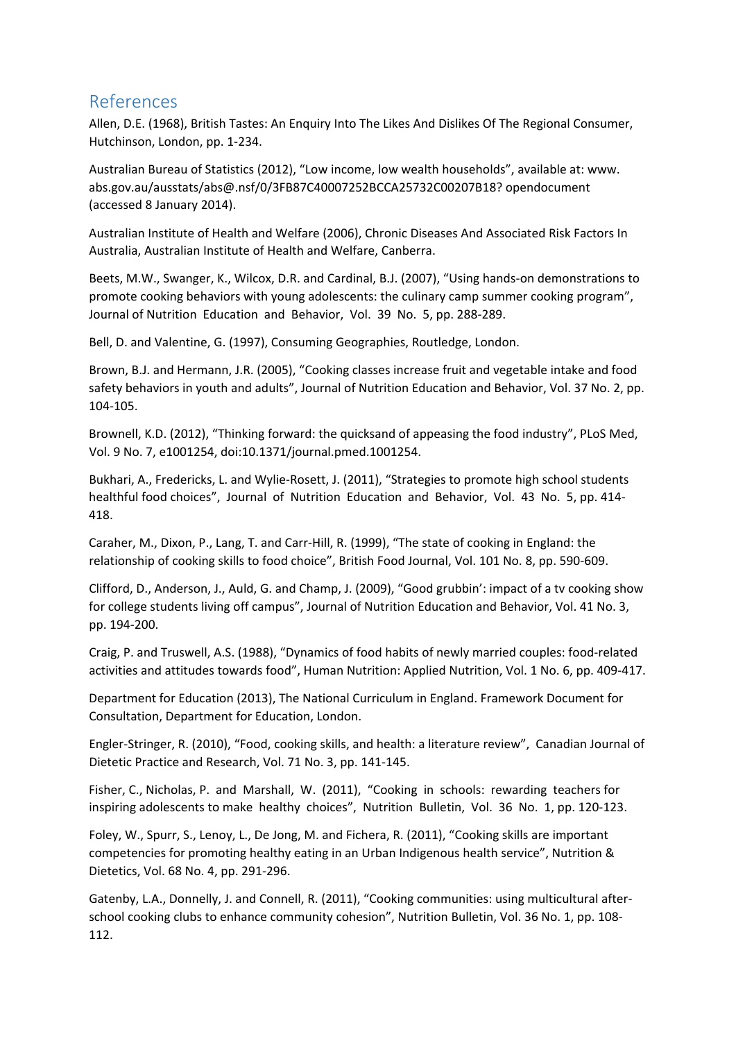## References

Allen, D.E. (1968), British Tastes: An Enquiry Into The Likes And Dislikes Of The Regional Consumer, Hutchinson, London, pp. 1-234.

Australian Bureau of Statistics (2012), “Low income, low wealth households”, available at: www. abs.gov.au/ausstats/abs@.nsf/0/3FB87C40007252BCCA25732C00207B18? opendocument (accessed 8 January 2014).

Australian Institute of Health and Welfare (2006), Chronic Diseases And Associated Risk Factors In Australia, Australian Institute of Health and Welfare, Canberra.

Beets, M.W., Swanger, K., Wilcox, D.R. and Cardinal, B.J. (2007), “Using hands-on demonstrations to promote cooking behaviors with young adolescents: the culinary camp summer cooking program”, Journal of Nutrition Education and Behavior, Vol. 39 No. 5, pp. 288-289.

Bell, D. and Valentine, G. (1997), Consuming Geographies, Routledge, London.

Brown, B.J. and Hermann, J.R. (2005), “Cooking classes increase fruit and vegetable intake and food safety behaviors in youth and adults”, Journal of Nutrition Education and Behavior, Vol. 37 No. 2, pp. 104-105.

Brownell, K.D. (2012), “Thinking forward: the quicksand of appeasing the food industry”, PLoS Med, Vol. 9 No. 7, e1001254, doi:10.1371/journal.pmed.1001254.

Bukhari, A., Fredericks, L. and Wylie-Rosett, J. (2011), “Strategies to promote high school students healthful food choices”, Journal of Nutrition Education and Behavior, Vol. 43 No. 5, pp. 414-418.

Caraher, M., Dixon, P., Lang, T. and Carr-Hill, R. (1999), “The state of cooking in England: the relationship of cooking skills to food choice”, British Food Journal, Vol. 101 No. 8, pp. 590-609.

Clifford, D., Anderson, J., Auld, G. and Champ, J. (2009), “Good grubbin’: impact of a tv cooking show for college students living off campus”, Journal of Nutrition Education and Behavior, Vol. 41 No. 3, pp. 194-200.

Craig, P. and Truswell, A.S. (1988), “Dynamics of food habits of newly married couples: food-related activities and attitudes towards food”, Human Nutrition: Applied Nutrition, Vol. 1 No. 6, pp. 409-417.

Department for Education (2013), The National Curriculum in England. Framework Document for Consultation, Department for Education, London.

Engler-Stringer, R. (2010), “Food, cooking skills, and health: a literature review”, Canadian Journal of Dietetic Practice and Research, Vol. 71 No. 3, pp. 141-145.

Fisher, C., Nicholas, P. and Marshall, W. (2011), “Cooking in schools: rewarding teachers for inspiring adolescents to make healthy choices”, Nutrition Bulletin, Vol. 36 No. 1, pp. 120-123.

Foley, W., Spurr, S., Lenoy, L., De Jong, M. and Fichera, R. (2011), “Cooking skills are important competencies for promoting healthy eating in an Urban Indigenous health service”, Nutrition & Dietetics, Vol. 68 No. 4, pp. 291-296.

Gatenby, L.A., Donnelly, J. and Connell, R. (2011), “Cooking communities: using multicultural after-school cooking clubs to enhance community cohesion”, Nutrition Bulletin, Vol. 36 No. 1, pp. 108-112.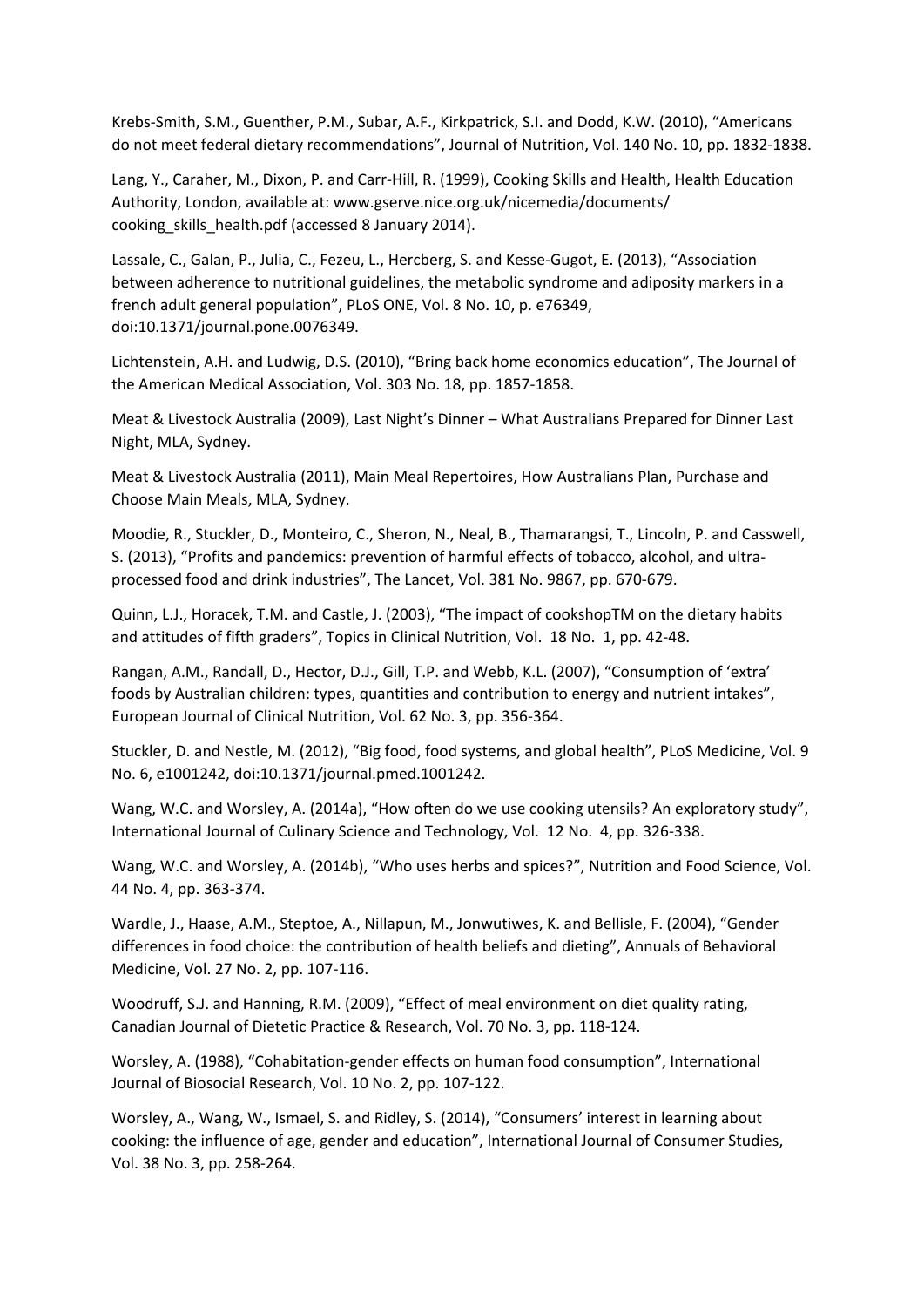Krebs-Smith, S.M., Guenther, P.M., Subar, A.F., Kirkpatrick, S.I. and Dodd, K.W. (2010), "Americans do not meet federal dietary recommendations", Journal of Nutrition, Vol. 140 No. 10, pp. 1832-1838.

Lang, Y., Caraher, M., Dixon, P. and Carr-Hill, R. (1999), Cooking Skills and Health, Health Education Authority, London, available at: www.gserve.nice.org.uk/nicemedia/documents/cooking_skills_health.pdf (accessed 8 January 2014).

Lassale, C., Galan, P., Julia, C., Fezeu, L., Hercberg, S. and Kesse-Gugot, E. (2013), "Association between adherence to nutritional guidelines, the metabolic syndrome and adiposity markers in a french adult general population", PLoS ONE, Vol. 8 No. 10, p. e76349, doi:10.1371/journal.pone.0076349.

Lichtenstein, A.H. and Ludwig, D.S. (2010), "Bring back home economics education", The Journal of the American Medical Association, Vol. 303 No. 18, pp. 1857-1858.

Meat & Livestock Australia (2009), Last Night's Dinner – What Australians Prepared for Dinner Last Night, MLA, Sydney.

Meat & Livestock Australia (2011), Main Meal Repertoires, How Australians Plan, Purchase and Choose Main Meals, MLA, Sydney.

Moodie, R., Stuckler, D., Monteiro, C., Sheron, N., Neal, B., Thamarangsi, T., Lincoln, P. and Casswell, S. (2013), "Profits and pandemics: prevention of harmful effects of tobacco, alcohol, and ultra-processed food and drink industries", The Lancet, Vol. 381 No. 9867, pp. 670-679.

Quinn, L.J., Horacek, T.M. and Castle, J. (2003), "The impact of cookshopTM on the dietary habits and attitudes of fifth graders", Topics in Clinical Nutrition, Vol. 18 No. 1, pp. 42-48.

Rangan, A.M., Randall, D., Hector, D.J., Gill, T.P. and Webb, K.L. (2007), "Consumption of 'extra' foods by Australian children: types, quantities and contribution to energy and nutrient intakes", European Journal of Clinical Nutrition, Vol. 62 No. 3, pp. 356-364.

Stuckler, D. and Nestle, M. (2012), "Big food, food systems, and global health", PLoS Medicine, Vol. 9 No. 6, e1001242, doi:10.1371/journal.pmed.1001242.

Wang, W.C. and Worsley, A. (2014a), "How often do we use cooking utensils? An exploratory study", International Journal of Culinary Science and Technology, Vol. 12 No. 4, pp. 326-338.

Wang, W.C. and Worsley, A. (2014b), "Who uses herbs and spices?", Nutrition and Food Science, Vol. 44 No. 4, pp. 363-374.

Wardle, J., Haase, A.M., Steptoe, A., Nillapun, M., Jonwutiwes, K. and Bellisle, F. (2004), "Gender differences in food choice: the contribution of health beliefs and dieting", Annuals of Behavioral Medicine, Vol. 27 No. 2, pp. 107-116.

Woodruff, S.J. and Hanning, R.M. (2009), "Effect of meal environment on diet quality rating, Canadian Journal of Dietetic Practice & Research, Vol. 70 No. 3, pp. 118-124.

Worsley, A. (1988), "Cohabitation-gender effects on human food consumption", International Journal of Biosocial Research, Vol. 10 No. 2, pp. 107-122.

Worsley, A., Wang, W., Ismael, S. and Ridley, S. (2014), "Consumers' interest in learning about cooking: the influence of age, gender and education", International Journal of Consumer Studies, Vol. 38 No. 3, pp. 258-264.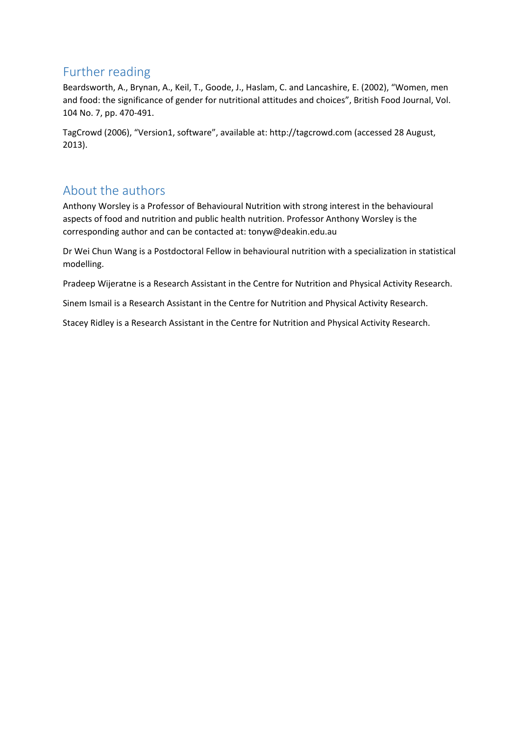## Further reading

Beardsworth, A., Brynan, A., Keil, T., Goode, J., Haslam, C. and Lancashire, E. (2002), “Women, men and food: the significance of gender for nutritional attitudes and choices”, British Food Journal, Vol. 104 No. 7, pp. 470-491.

TagCrowd (2006), “Version1, software”, available at: http://tagcrowd.com (accessed 28 August, 2013).

## About the authors

Anthony Worsley is a Professor of Behavioural Nutrition with strong interest in the behavioural aspects of food and nutrition and public health nutrition. Professor Anthony Worsley is the corresponding author and can be contacted at: tonyw@deakin.edu.au

Dr Wei Chun Wang is a Postdoctoral Fellow in behavioural nutrition with a specialization in statistical modelling.

Pradeep Wijeratne is a Research Assistant in the Centre for Nutrition and Physical Activity Research.

Sinem Ismail is a Research Assistant in the Centre for Nutrition and Physical Activity Research.

Stacey Ridley is a Research Assistant in the Centre for Nutrition and Physical Activity Research.